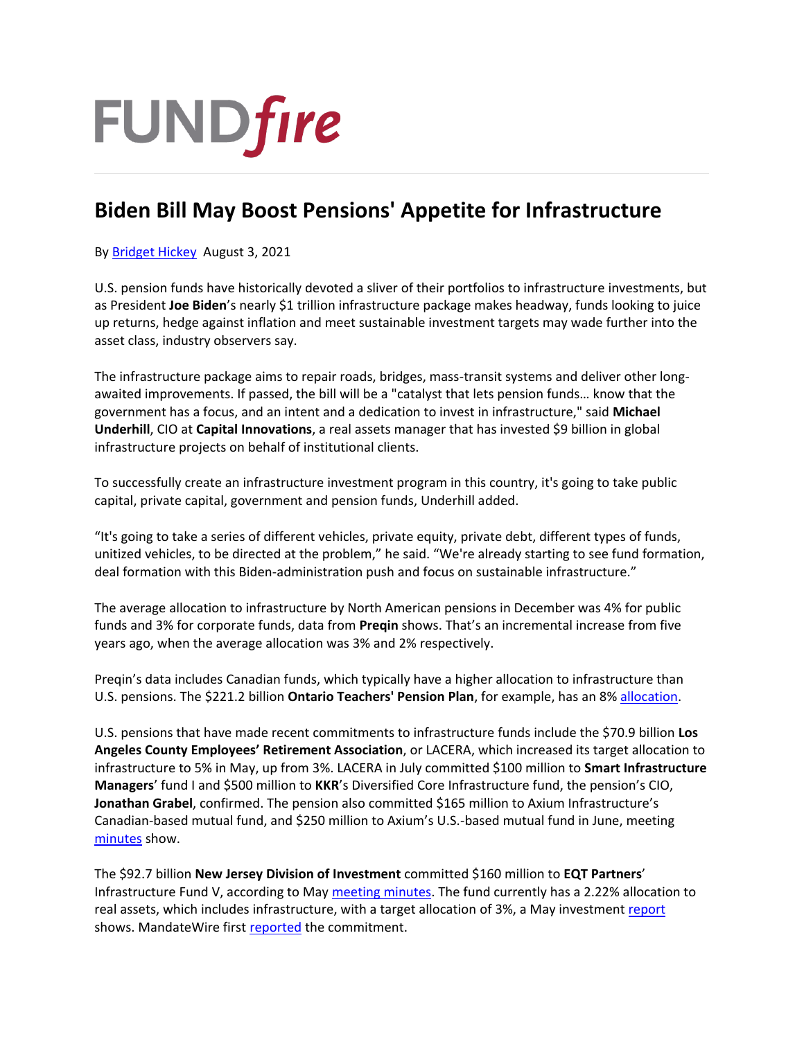FUNDfire

# Biden Bill May Boost Pensions' Appetite for Infrastructure

By Bridget Hickey August 3, 2021

U.S. pension funds have historically devoted a sliver of their portfolios to infrastructure investments, but as President **Joe Biden**'s nearly $1 trillion infrastructure package makes headway, funds looking to juice up returns, hedge against inflation and meet sustainable investment targets may wade further into the asset class, industry observers say.

The infrastructure package aims to repair roads, bridges, mass-transit systems and deliver other long-awaited improvements. If passed, the bill will be a "catalyst that lets pension funds… know that the government has a focus, and an intent and a dedication to invest in infrastructure," said **Michael Underhill**, CIO at **Capital Innovations**, a real assets manager that has invested $9 billion in global infrastructure projects on behalf of institutional clients.

To successfully create an infrastructure investment program in this country, it's going to take public capital, private capital, government and pension funds, Underhill added.

"It's going to take a series of different vehicles, private equity, private debt, different types of funds, unitized vehicles, to be directed at the problem," he said. "We're already starting to see fund formation, deal formation with this Biden-administration push and focus on sustainable infrastructure."

The average allocation to infrastructure by North American pensions in December was 4% for public funds and 3% for corporate funds, data from **Preqin** shows. That's an incremental increase from five years ago, when the average allocation was 3% and 2% respectively.

Preqin's data includes Canadian funds, which typically have a higher allocation to infrastructure than U.S. pensions. The $221.2 billion **Ontario Teachers' Pension Plan**, for example, has an 8% allocation.

U.S. pensions that have made recent commitments to infrastructure funds include the $70.9 billion **Los Angeles County Employees' Retirement Association**, or LACERA, which increased its target allocation to infrastructure to 5% in May, up from 3%. LACERA in July committed $100 million to **Smart Infrastructure Managers**' fund I and $500 million to **KKR**'s Diversified Core Infrastructure fund, the pension's CIO, **Jonathan Grabel**, confirmed. The pension also committed $165 million to Axium Infrastructure's Canadian-based mutual fund, and $250 million to Axium's U.S.-based mutual fund in June, meeting minutes show.

The $92.7 billion **New Jersey Division of Investment** committed $160 million to **EQT Partners**' Infrastructure Fund V, according to May meeting minutes. The fund currently has a 2.22% allocation to real assets, which includes infrastructure, with a target allocation of 3%, a May investment report shows. MandateWire first reported the commitment.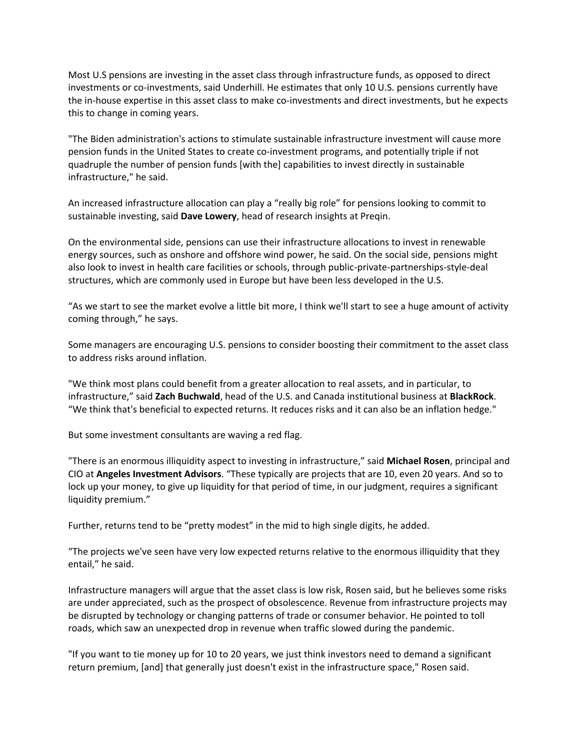Most U.S pensions are investing in the asset class through infrastructure funds, as opposed to direct investments or co-investments, said Underhill. He estimates that only 10 U.S. pensions currently have the in-house expertise in this asset class to make co-investments and direct investments, but he expects this to change in coming years.

"The Biden administration's actions to stimulate sustainable infrastructure investment will cause more pension funds in the United States to create co-investment programs, and potentially triple if not quadruple the number of pension funds [with the] capabilities to invest directly in sustainable infrastructure," he said.

An increased infrastructure allocation can play a "really big role" for pensions looking to commit to sustainable investing, said **Dave Lowery**, head of research insights at Preqin.

On the environmental side, pensions can use their infrastructure allocations to invest in renewable energy sources, such as onshore and offshore wind power, he said. On the social side, pensions might also look to invest in health care facilities or schools, through public-private-partnerships-style-deal structures, which are commonly used in Europe but have been less developed in the U.S.

"As we start to see the market evolve a little bit more, I think we'll start to see a huge amount of activity coming through," he says.

Some managers are encouraging U.S. pensions to consider boosting their commitment to the asset class to address risks around inflation.

"We think most plans could benefit from a greater allocation to real assets, and in particular, to infrastructure," said **Zach Buchwald**, head of the U.S. and Canada institutional business at **BlackRock**. "We think that's beneficial to expected returns. It reduces risks and it can also be an inflation hedge."

But some investment consultants are waving a red flag.

"There is an enormous illiquidity aspect to investing in infrastructure," said **Michael Rosen**, principal and CIO at **Angeles Investment Advisors**. "These typically are projects that are 10, even 20 years. And so to lock up your money, to give up liquidity for that period of time, in our judgment, requires a significant liquidity premium."

Further, returns tend to be "pretty modest" in the mid to high single digits, he added.

"The projects we've seen have very low expected returns relative to the enormous illiquidity that they entail," he said.

Infrastructure managers will argue that the asset class is low risk, Rosen said, but he believes some risks are under appreciated, such as the prospect of obsolescence. Revenue from infrastructure projects may be disrupted by technology or changing patterns of trade or consumer behavior. He pointed to toll roads, which saw an unexpected drop in revenue when traffic slowed during the pandemic.

"If you want to tie money up for 10 to 20 years, we just think investors need to demand a significant return premium, [and] that generally just doesn't exist in the infrastructure space," Rosen said.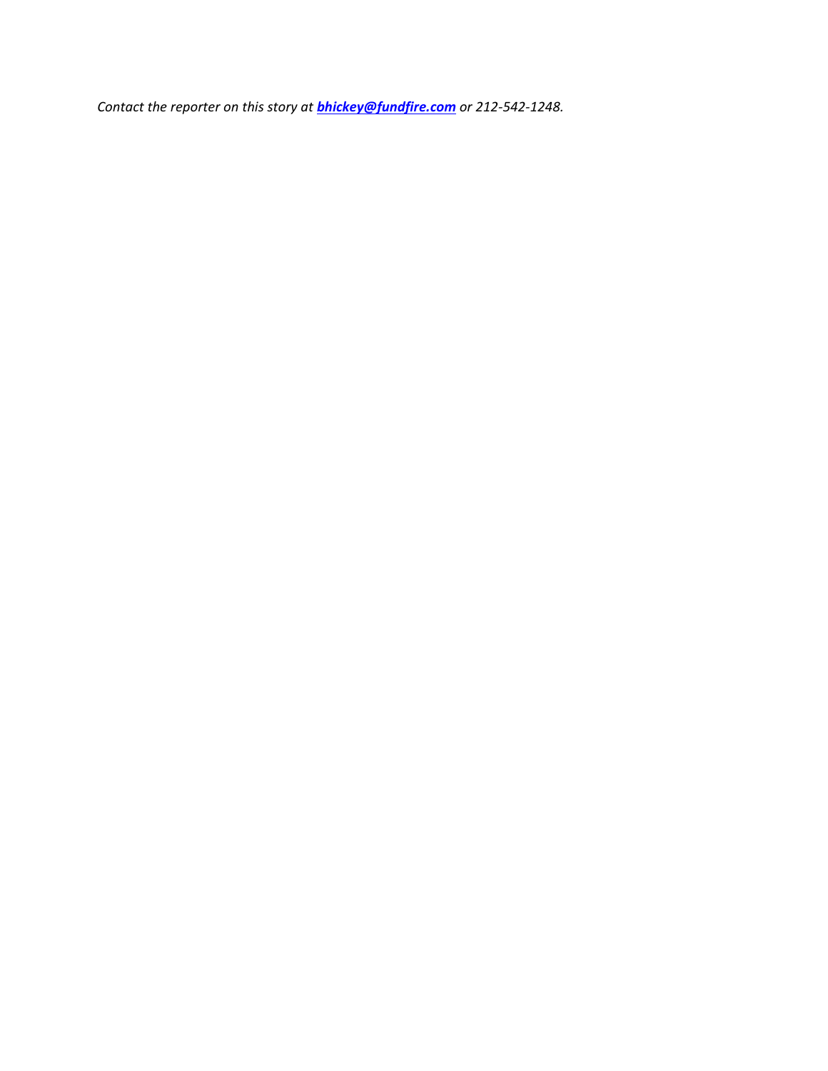*Contact the reporter on this story at **[bhickey@fundfire.com](mailto:bhickey@fundfire.com)** or 212-542-1248.*